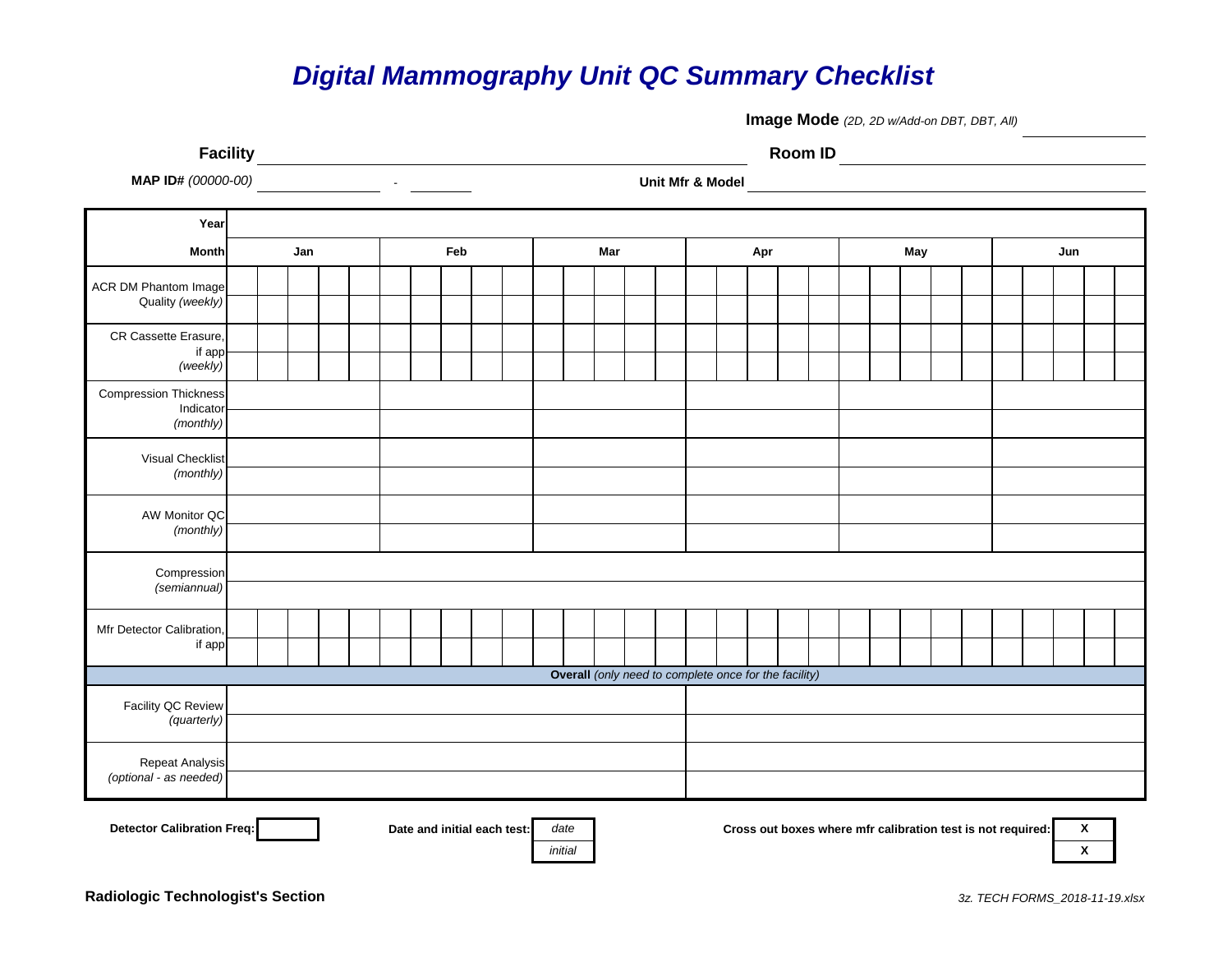# Digital Mammography Unit QC Summary Checklist

**Image Mode** *(2D, 2D w/Add-on DBT, DBT, All)* ______________

**Facility** ____________________________________________ **Room ID** ______________________

**MAP ID#** *(00000-00)* ______________ - ________ **Unit Mfr & Model** ______________________________

| **Year** | | | | | | |
|---|---|---|---|---|---|---|
| **Month** | **Jan** | **Feb** | **Mar** | **Apr** | **May** | **Jun** |
| ACR DM Phantom Image Quality *(weekly)* | | | | | | |
| CR Cassette Erasure, if app *(weekly)* | | | | | | |
| Compression Thickness Indicator *(monthly)* | | | | | | |
| Visual Checklist *(monthly)* | | | | | | |
| AW Monitor QC *(monthly)* | | | | | | |
| Compression *(semiannual)* | | | | | | |
| Mfr Detector Calibration, if app | | | | | | |
| **Overall** *(only need to complete once for the facility)* | | | | | | |
| Facility QC Review *(quarterly)* | | | | | | |
| Repeat Analysis *(optional - as needed)* | | | | | | |

**Detector Calibration Freq:** ______

**Date and initial each test:** *date* / *initial*

**Cross out boxes where mfr calibration test is not required:** X / X

**Radiologic Technologist's Section**

*3z. TECH FORMS_2018-11-19.xlsx*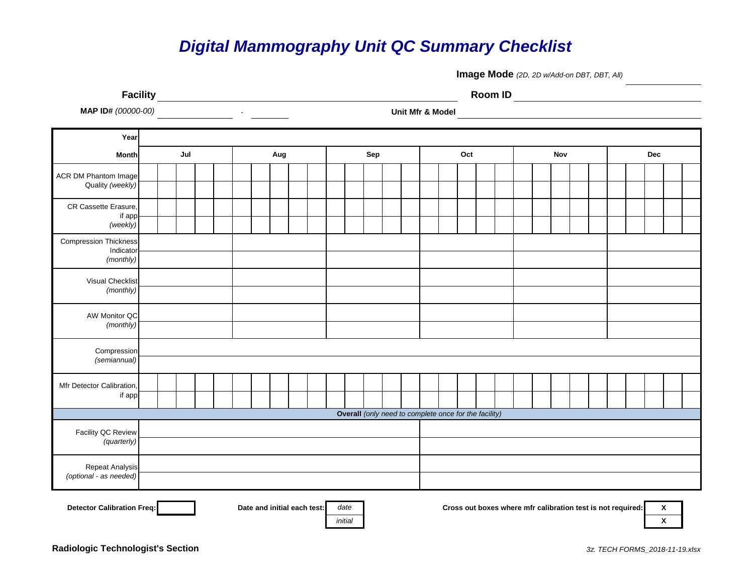# Digital Mammography Unit QC Summary Checklist

**Image Mode** *(2D, 2D w/Add-on DBT, DBT, All)* ____________

**Facility** ______________________________ **Room ID** ______________________________

**MAP ID#** *(00000-00)* __________ - ______ **Unit Mfr & Model** ______________________________

| Year | | | | | | |
|---|---|---|---|---|---|---|
| **Month** | **Jul** | **Aug** | **Sep** | **Oct** | **Nov** | **Dec** |
| ACR DM Phantom Image Quality *(weekly)* | | | | | | |
| CR Cassette Erasure, if app *(weekly)* | | | | | | |
| Compression Thickness Indicator *(monthly)* | | | | | | |
| Visual Checklist *(monthly)* | | | | | | |
| AW Monitor QC *(monthly)* | | | | | | |
| Compression *(semiannual)* | | | | | | |
| Mfr Detector Calibration, if app | | | | | | |
| **Overall** *(only need to complete once for the facility)* | | | | | | |
| Facility QC Review *(quarterly)* | | | | | | |
| Repeat Analysis *(optional - as needed)* | | | | | | |

**Detector Calibration Freq:** ______

**Date and initial each test:** *date* / *initial*

**Cross out boxes where mfr calibration test is not required:** X / X

**Radiologic Technologist's Section**

*3z. TECH FORMS_2018-11-19.xlsx*